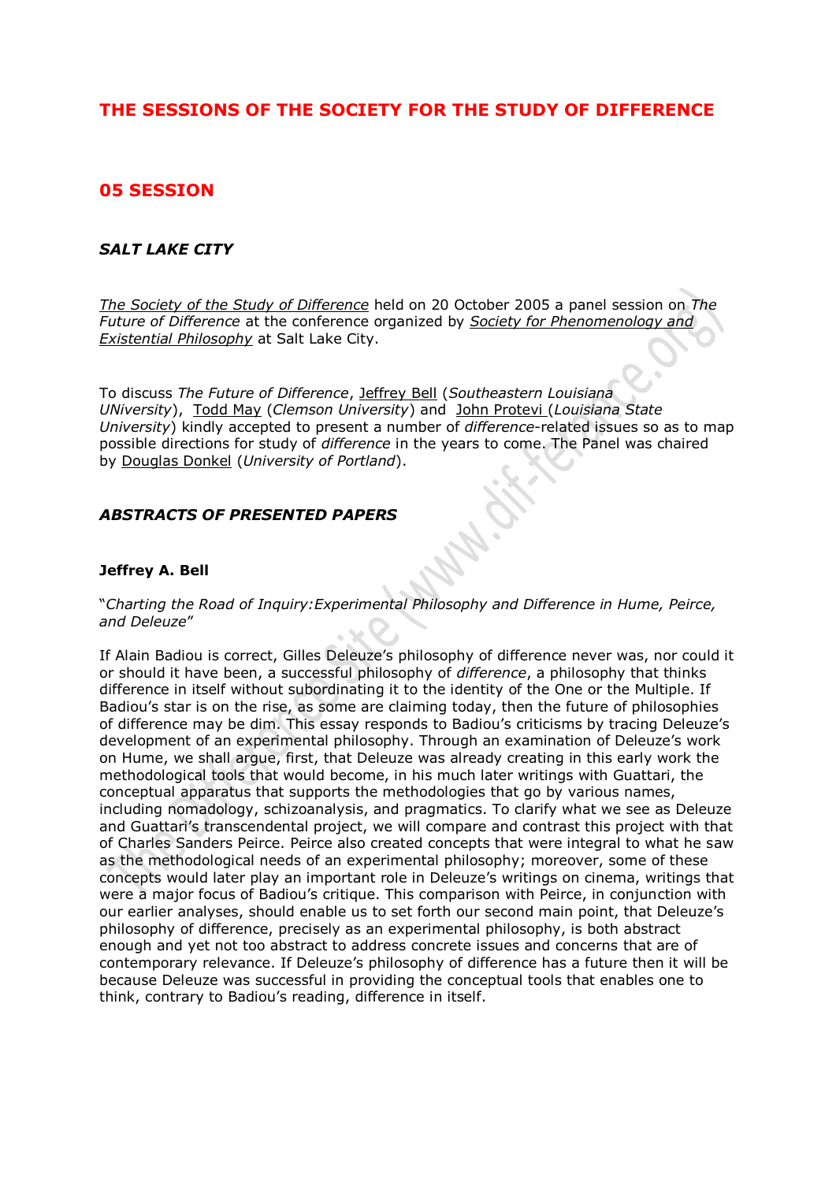# THE SESSIONS OF THE SOCIETY FOR THE STUDY OF DIFFERENCE

## 05 SESSION

### *SALT LAKE CITY*

*The Society of the Study of Difference* held on 20 October 2005 a panel session on *The Future of Difference* at the conference organized by *Society for Phenomenology and Existential Philosophy* at Salt Lake City.

To discuss *The Future of Difference*, Jeffrey Bell (*Southeastern Louisiana UNiversity*), Todd May (*Clemson University*) and John Protevi (*Louisiana State University*) kindly accepted to present a number of *difference*-related issues so as to map possible directions for study of *difference* in the years to come. The Panel was chaired by Douglas Donkel (*University of Portland*).

### *ABSTRACTS OF PRESENTED PAPERS*

**Jeffrey A. Bell**

"*Charting the Road of Inquiry:Experimental Philosophy and Difference in Hume, Peirce, and Deleuze*"

If Alain Badiou is correct, Gilles Deleuze's philosophy of difference never was, nor could it or should it have been, a successful philosophy of *difference*, a philosophy that thinks difference in itself without subordinating it to the identity of the One or the Multiple. If Badiou's star is on the rise, as some are claiming today, then the future of philosophies of difference may be dim. This essay responds to Badiou's criticisms by tracing Deleuze's development of an experimental philosophy. Through an examination of Deleuze's work on Hume, we shall argue, first, that Deleuze was already creating in this early work the methodological tools that would become, in his much later writings with Guattari, the conceptual apparatus that supports the methodologies that go by various names, including nomadology, schizoanalysis, and pragmatics. To clarify what we see as Deleuze and Guattari's transcendental project, we will compare and contrast this project with that of Charles Sanders Peirce. Peirce also created concepts that were integral to what he saw as the methodological needs of an experimental philosophy; moreover, some of these concepts would later play an important role in Deleuze's writings on cinema, writings that were a major focus of Badiou's critique. This comparison with Peirce, in conjunction with our earlier analyses, should enable us to set forth our second main point, that Deleuze's philosophy of difference, precisely as an experimental philosophy, is both abstract enough and yet not too abstract to address concrete issues and concerns that are of contemporary relevance. If Deleuze's philosophy of difference has a future then it will be because Deleuze was successful in providing the conceptual tools that enables one to think, contrary to Badiou's reading, difference in itself.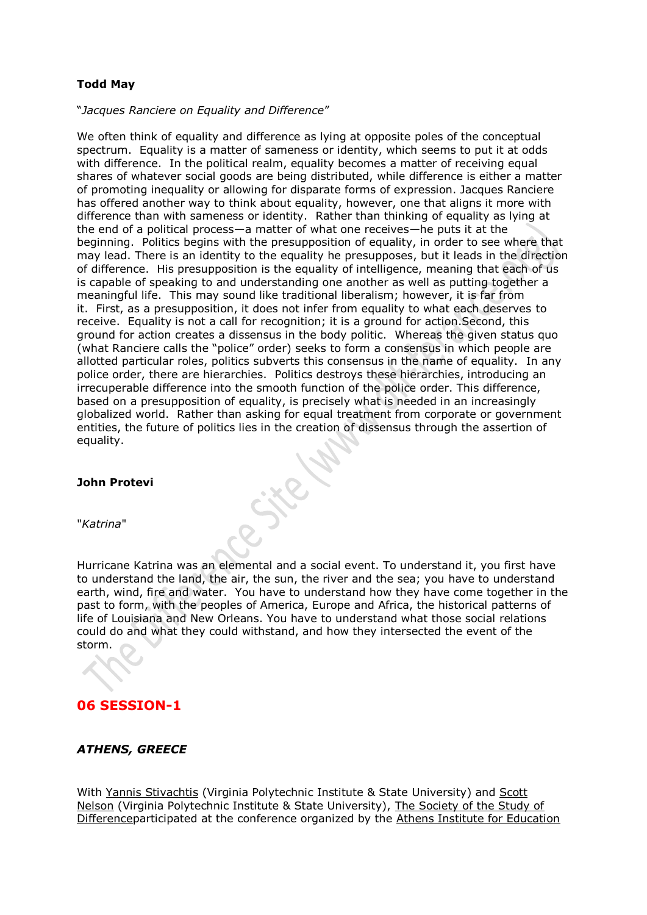**Todd May**

"*Jacques Ranciere on Equality and Difference*"

We often think of equality and difference as lying at opposite poles of the conceptual spectrum. Equality is a matter of sameness or identity, which seems to put it at odds with difference. In the political realm, equality becomes a matter of receiving equal shares of whatever social goods are being distributed, while difference is either a matter of promoting inequality or allowing for disparate forms of expression. Jacques Ranciere has offered another way to think about equality, however, one that aligns it more with difference than with sameness or identity. Rather than thinking of equality as lying at the end of a political process—a matter of what one receives—he puts it at the beginning. Politics begins with the presupposition of equality, in order to see where that may lead. There is an identity to the equality he presupposes, but it leads in the direction of difference. His presupposition is the equality of intelligence, meaning that each of us is capable of speaking to and understanding one another as well as putting together a meaningful life. This may sound like traditional liberalism; however, it is far from it. First, as a presupposition, it does not infer from equality to what each deserves to receive. Equality is not a call for recognition; it is a ground for action.Second, this ground for action creates a dissensus in the body politic. Whereas the given status quo (what Ranciere calls the "police" order) seeks to form a consensus in which people are allotted particular roles, politics subverts this consensus in the name of equality. In any police order, there are hierarchies. Politics destroys these hierarchies, introducing an irrecuperable difference into the smooth function of the police order. This difference, based on a presupposition of equality, is precisely what is needed in an increasingly globalized world. Rather than asking for equal treatment from corporate or government entities, the future of politics lies in the creation of dissensus through the assertion of equality.

**John Protevi**

"*Katrina*"

Hurricane Katrina was an elemental and a social event. To understand it, you first have to understand the land, the air, the sun, the river and the sea; you have to understand earth, wind, fire and water. You have to understand how they have come together in the past to form, with the peoples of America, Europe and Africa, the historical patterns of life of Louisiana and New Orleans. You have to understand what those social relations could do and what they could withstand, and how they intersected the event of the storm.

## 06 SESSION-1

### *ATHENS, GREECE*

With Yannis Stivachtis (Virginia Polytechnic Institute & State University) and Scott Nelson (Virginia Polytechnic Institute & State University), The Society of the Study of Differenceparticipated at the conference organized by the Athens Institute for Education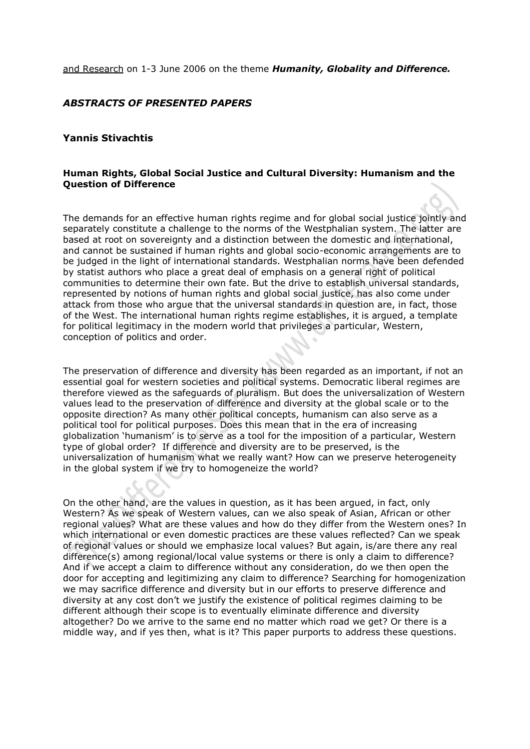and Research on 1-3 June 2006 on the theme ***Humanity, Globality and Difference.***

## *ABSTRACTS OF PRESENTED PAPERS*

### Yannis Stivachtis

### Human Rights, Global Social Justice and Cultural Diversity: Humanism and the Question of Difference

The demands for an effective human rights regime and for global social justice jointly and separately constitute a challenge to the norms of the Westphalian system. The latter are based at root on sovereignty and a distinction between the domestic and international, and cannot be sustained if human rights and global socio-economic arrangements are to be judged in the light of international standards. Westphalian norms have been defended by statist authors who place a great deal of emphasis on a general right of political communities to determine their own fate. But the drive to establish universal standards, represented by notions of human rights and global social justice, has also come under attack from those who argue that the universal standards in question are, in fact, those of the West. The international human rights regime establishes, it is argued, a template for political legitimacy in the modern world that privileges a particular, Western, conception of politics and order.

The preservation of difference and diversity has been regarded as an important, if not an essential goal for western societies and political systems. Democratic liberal regimes are therefore viewed as the safeguards of pluralism. But does the universalization of Western values lead to the preservation of difference and diversity at the global scale or to the opposite direction? As many other political concepts, humanism can also serve as a political tool for political purposes. Does this mean that in the era of increasing globalization 'humanism' is to serve as a tool for the imposition of a particular, Western type of global order? If difference and diversity are to be preserved, is the universalization of humanism what we really want? How can we preserve heterogeneity in the global system if we try to homogeneize the world?

On the other hand, are the values in question, as it has been argued, in fact, only Western? As we speak of Western values, can we also speak of Asian, African or other regional values? What are these values and how do they differ from the Western ones? In which international or even domestic practices are these values reflected? Can we speak of regional values or should we emphasize local values? But again, is/are there any real difference(s) among regional/local value systems or there is only a claim to difference? And if we accept a claim to difference without any consideration, do we then open the door for accepting and legitimizing any claim to difference? Searching for homogenization we may sacrifice difference and diversity but in our efforts to preserve difference and diversity at any cost don't we justify the existence of political regimes claiming to be different although their scope is to eventually eliminate difference and diversity altogether? Do we arrive to the same end no matter which road we get? Or there is a middle way, and if yes then, what is it? This paper purports to address these questions.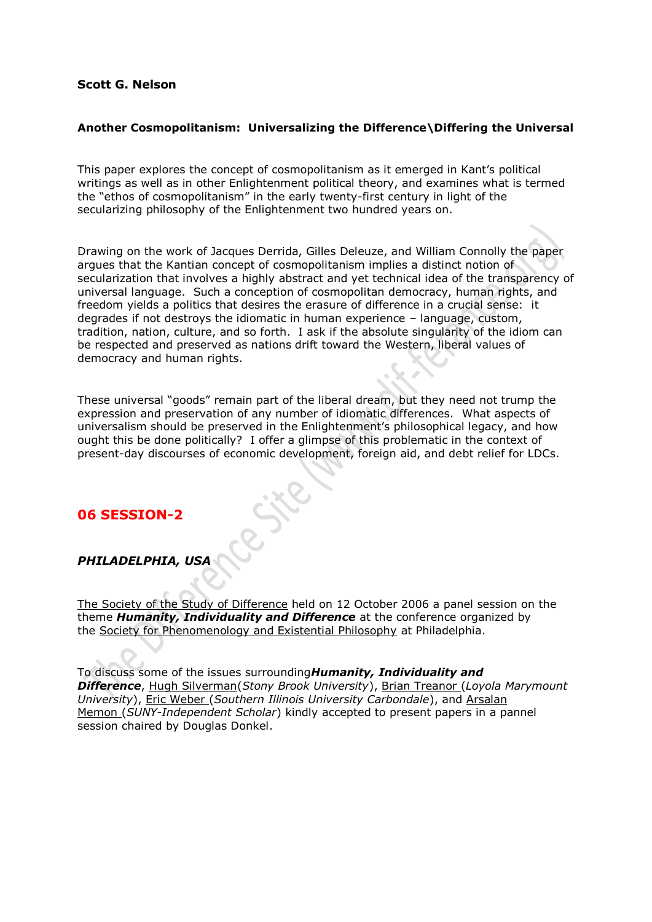**Scott G. Nelson**

**Another Cosmopolitanism: Universalizing the Difference\Differing the Universal**

This paper explores the concept of cosmopolitanism as it emerged in Kant's political writings as well as in other Enlightenment political theory, and examines what is termed the "ethos of cosmopolitanism" in the early twenty-first century in light of the secularizing philosophy of the Enlightenment two hundred years on.

Drawing on the work of Jacques Derrida, Gilles Deleuze, and William Connolly the paper argues that the Kantian concept of cosmopolitanism implies a distinct notion of secularization that involves a highly abstract and yet technical idea of the transparency of universal language. Such a conception of cosmopolitan democracy, human rights, and freedom yields a politics that desires the erasure of difference in a crucial sense: it degrades if not destroys the idiomatic in human experience – language, custom, tradition, nation, culture, and so forth. I ask if the absolute singularity of the idiom can be respected and preserved as nations drift toward the Western, liberal values of democracy and human rights.

These universal "goods" remain part of the liberal dream, but they need not trump the expression and preservation of any number of idiomatic differences. What aspects of universalism should be preserved in the Enlightenment's philosophical legacy, and how ought this be done politically? I offer a glimpse of this problematic in the context of present-day discourses of economic development, foreign aid, and debt relief for LDCs.

## 06 SESSION-2

### *PHILADELPHIA, USA*

The Society of the Study of Difference held on 12 October 2006 a panel session on the theme ***Humanity, Individuality and Difference*** at the conference organized by the Society for Phenomenology and Existential Philosophy at Philadelphia.

To discuss some of the issues surrounding***Humanity, Individuality and Difference***, Hugh Silverman(*Stony Brook University*), Brian Treanor (*Loyola Marymount University*), Eric Weber (*Southern Illinois University Carbondale*), and Arsalan Memon (*SUNY-Independent Scholar*) kindly accepted to present papers in a pannel session chaired by Douglas Donkel.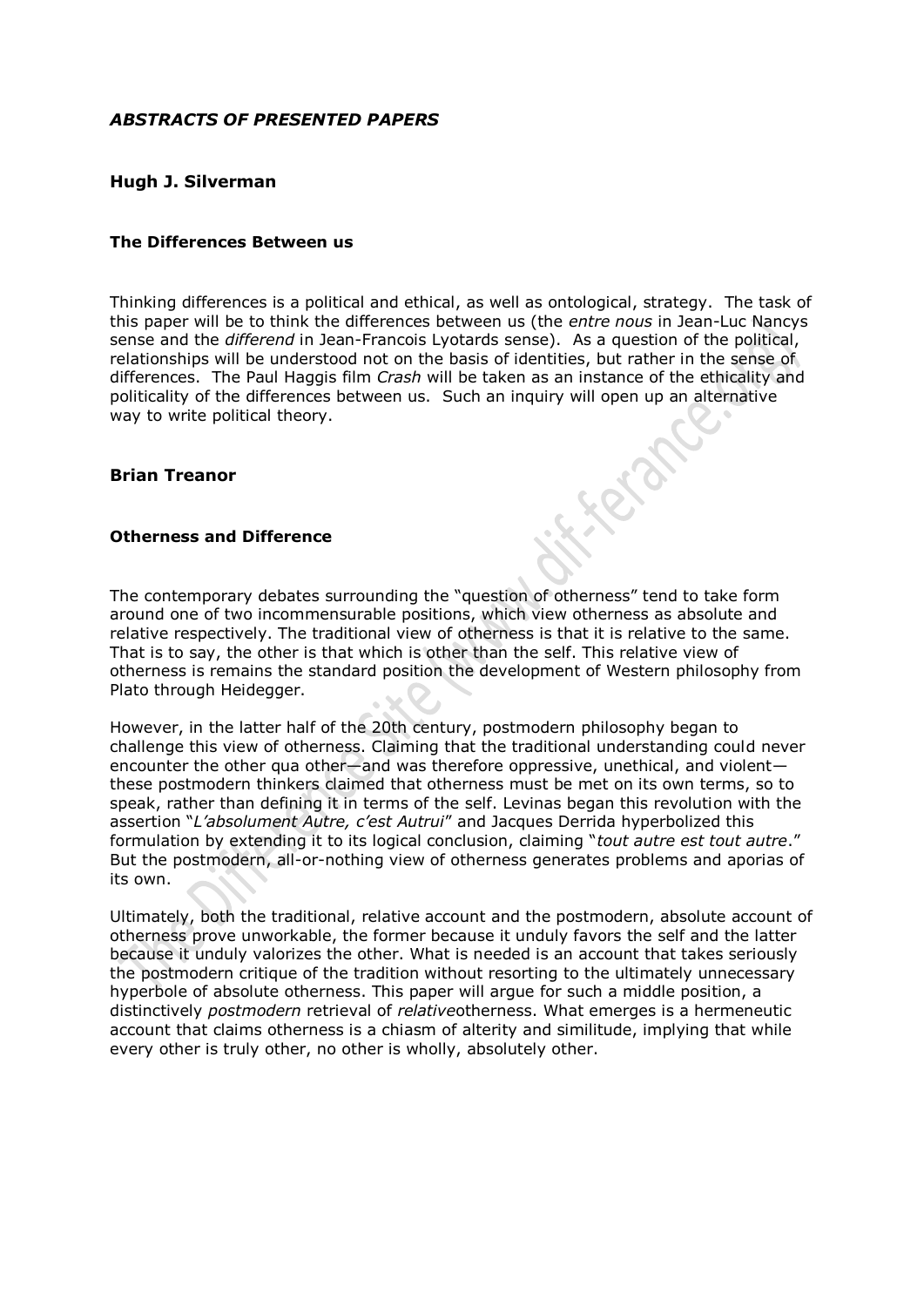## *ABSTRACTS OF PRESENTED PAPERS*

### Hugh J. Silverman

#### The Differences Between us

Thinking differences is a political and ethical, as well as ontological, strategy. The task of this paper will be to think the differences between us (the *entre nous* in Jean-Luc Nancys sense and the *differend* in Jean-Francois Lyotards sense). As a question of the political, relationships will be understood not on the basis of identities, but rather in the sense of differences. The Paul Haggis film *Crash* will be taken as an instance of the ethicality and politicality of the differences between us. Such an inquiry will open up an alternative way to write political theory.

### Brian Treanor

#### Otherness and Difference

The contemporary debates surrounding the "question of otherness" tend to take form around one of two incommensurable positions, which view otherness as absolute and relative respectively. The traditional view of otherness is that it is relative to the same. That is to say, the other is that which is other than the self. This relative view of otherness is remains the standard position the development of Western philosophy from Plato through Heidegger.

However, in the latter half of the 20th century, postmodern philosophy began to challenge this view of otherness. Claiming that the traditional understanding could never encounter the other qua other—and was therefore oppressive, unethical, and violent—these postmodern thinkers claimed that otherness must be met on its own terms, so to speak, rather than defining it in terms of the self. Levinas began this revolution with the assertion "*L'absolument Autre, c'est Autrui*" and Jacques Derrida hyperbolized this formulation by extending it to its logical conclusion, claiming "*tout autre est tout autre*." But the postmodern, all-or-nothing view of otherness generates problems and aporias of its own.

Ultimately, both the traditional, relative account and the postmodern, absolute account of otherness prove unworkable, the former because it unduly favors the self and the latter because it unduly valorizes the other. What is needed is an account that takes seriously the postmodern critique of the tradition without resorting to the ultimately unnecessary hyperbole of absolute otherness. This paper will argue for such a middle position, a distinctively *postmodern* retrieval of *relative*otherness. What emerges is a hermeneutic account that claims otherness is a chiasm of alterity and similitude, implying that while every other is truly other, no other is wholly, absolutely other.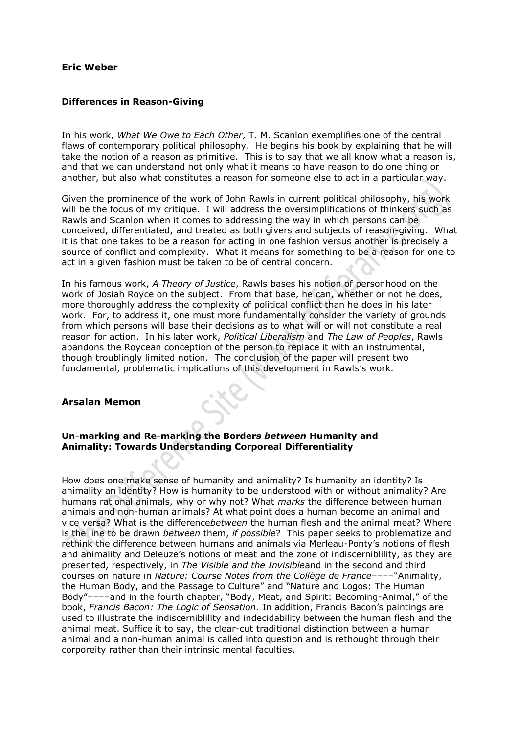**Eric Weber**

**Differences in Reason-Giving**

In his work, *What We Owe to Each Other*, T. M. Scanlon exemplifies one of the central flaws of contemporary political philosophy. He begins his book by explaining that he will take the notion of a reason as primitive. This is to say that we all know what a reason is, and that we can understand not only what it means to have reason to do one thing or another, but also what constitutes a reason for someone else to act in a particular way.

Given the prominence of the work of John Rawls in current political philosophy, his work will be the focus of my critique. I will address the oversimplifications of thinkers such as Rawls and Scanlon when it comes to addressing the way in which persons can be conceived, differentiated, and treated as both givers and subjects of reason-giving. What it is that one takes to be a reason for acting in one fashion versus another is precisely a source of conflict and complexity. What it means for something to be a reason for one to act in a given fashion must be taken to be of central concern.

In his famous work, *A Theory of Justice*, Rawls bases his notion of personhood on the work of Josiah Royce on the subject. From that base, he can, whether or not he does, more thoroughly address the complexity of political conflict than he does in his later work. For, to address it, one must more fundamentally consider the variety of grounds from which persons will base their decisions as to what will or will not constitute a real reason for action. In his later work, *Political Liberalism* and *The Law of Peoples*, Rawls abandons the Roycean conception of the person to replace it with an instrumental, though troublingly limited notion. The conclusion of the paper will present two fundamental, problematic implications of this development in Rawls's work.

**Arsalan Memon**

**Un-marking and Re-marking the Borders *between* Humanity and Animality: Towards Understanding Corporeal Differentiality**

How does one make sense of humanity and animality? Is humanity an identity? Is animality an identity? How is humanity to be understood with or without animality? Are humans rational animals, why or why not? What *marks* the difference between human animals and non-human animals? At what point does a human become an animal and vice versa? What is the difference*between* the human flesh and the animal meat? Where is the line to be drawn *between* them, *if possible*? This paper seeks to problematize and rethink the difference between humans and animals via Merleau-Ponty's notions of flesh and animality and Deleuze's notions of meat and the zone of indiscerniblility, as they are presented, respectively, in *The Visible and the Invisible*and in the second and third courses on nature in *Nature: Course Notes from the Collège de France*––––"Animality, the Human Body, and the Passage to Culture" and "Nature and Logos: The Human Body"––––and in the fourth chapter, "Body, Meat, and Spirit: Becoming-Animal," of the book, *Francis Bacon: The Logic of Sensation*. In addition, Francis Bacon's paintings are used to illustrate the indiscerniblility and indecidability between the human flesh and the animal meat. Suffice it to say, the clear-cut traditional distinction between a human animal and a non-human animal is called into question and is rethought through their corporeity rather than their intrinsic mental faculties.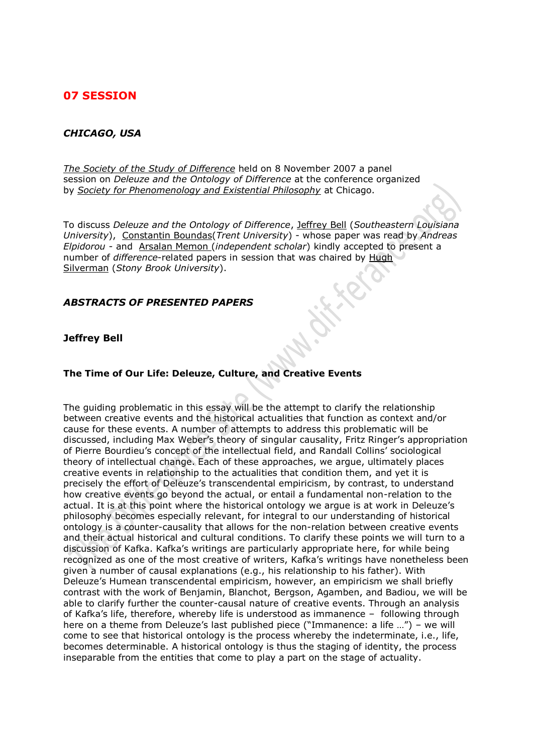## 07 SESSION

### *CHICAGO, USA*

*The Society of the Study of Difference* held on 8 November 2007 a panel session on *Deleuze and the Ontology of Difference* at the conference organized by *Society for Phenomenology and Existential Philosophy* at Chicago.

To discuss *Deleuze and the Ontology of Difference*, Jeffrey Bell (*Southeastern Louisiana University*), Constantin Boundas(*Trent University*) - whose paper was read by *Andreas Elpidorou* - and Arsalan Memon (*independent scholar*) kindly accepted to present a number of *difference*-related papers in session that was chaired by Hugh Silverman (*Stony Brook University*).

### *ABSTRACTS OF PRESENTED PAPERS*

**Jeffrey Bell**

**The Time of Our Life: Deleuze, Culture, and Creative Events**

The guiding problematic in this essay will be the attempt to clarify the relationship between creative events and the historical actualities that function as context and/or cause for these events. A number of attempts to address this problematic will be discussed, including Max Weber's theory of singular causality, Fritz Ringer's appropriation of Pierre Bourdieu's concept of the intellectual field, and Randall Collins' sociological theory of intellectual change. Each of these approaches, we argue, ultimately places creative events in relationship to the actualities that condition them, and yet it is precisely the effort of Deleuze's transcendental empiricism, by contrast, to understand how creative events go beyond the actual, or entail a fundamental non-relation to the actual. It is at this point where the historical ontology we argue is at work in Deleuze's philosophy becomes especially relevant, for integral to our understanding of historical ontology is a counter-causality that allows for the non-relation between creative events and their actual historical and cultural conditions. To clarify these points we will turn to a discussion of Kafka. Kafka's writings are particularly appropriate here, for while being recognized as one of the most creative of writers, Kafka's writings have nonetheless been given a number of causal explanations (e.g., his relationship to his father). With Deleuze's Humean transcendental empiricism, however, an empiricism we shall briefly contrast with the work of Benjamin, Blanchot, Bergson, Agamben, and Badiou, we will be able to clarify further the counter-causal nature of creative events. Through an analysis of Kafka's life, therefore, whereby life is understood as immanence – following through here on a theme from Deleuze's last published piece ("Immanence: a life …") – we will come to see that historical ontology is the process whereby the indeterminate, i.e., life, becomes determinable. A historical ontology is thus the staging of identity, the process inseparable from the entities that come to play a part on the stage of actuality.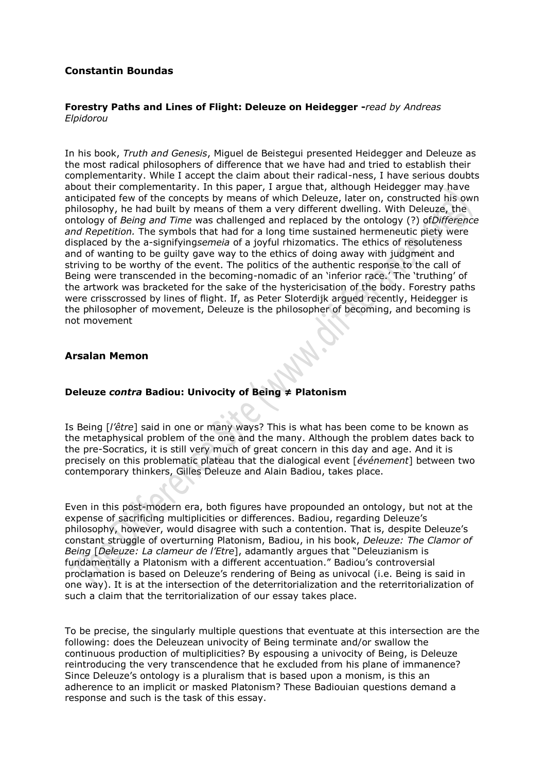**Constantin Boundas**

**Forestry Paths and Lines of Flight: Deleuze on Heidegger -***read by Andreas Elpidorou*

In his book, *Truth and Genesis*, Miguel de Beistegui presented Heidegger and Deleuze as the most radical philosophers of difference that we have had and tried to establish their complementarity. While I accept the claim about their radical-ness, I have serious doubts about their complementarity. In this paper, I argue that, although Heidegger may have anticipated few of the concepts by means of which Deleuze, later on, constructed his own philosophy, he had built by means of them a very different dwelling. With Deleuze, the ontology of *Being and Time* was challenged and replaced by the ontology (?) of*Difference and Repetition.* The symbols that had for a long time sustained hermeneutic piety were displaced by the a-signifying*semeia* of a joyful rhizomatics. The ethics of resoluteness and of wanting to be guilty gave way to the ethics of doing away with judgment and striving to be worthy of the event. The politics of the authentic response to the call of Being were transcended in the becoming-nomadic of an 'inferior race.' The 'truthing' of the artwork was bracketed for the sake of the hystericisation of the body. Forestry paths were crisscrossed by lines of flight. If, as Peter Sloterdijk argued recently, Heidegger is the philosopher of movement, Deleuze is the philosopher of becoming, and becoming is not movement

**Arsalan Memon**

**Deleuze *contra* Badiou: Univocity of Being ≠ Platonism**

Is Being [*l'être*] said in one or many ways? This is what has been come to be known as the metaphysical problem of the one and the many. Although the problem dates back to the pre-Socratics, it is still very much of great concern in this day and age. And it is precisely on this problematic plateau that the dialogical event [*événement*] between two contemporary thinkers, Gilles Deleuze and Alain Badiou, takes place.

Even in this post-modern era, both figures have propounded an ontology, but not at the expense of sacrificing multiplicities or differences. Badiou, regarding Deleuze's philosophy, however, would disagree with such a contention. That is, despite Deleuze's constant struggle of overturning Platonism, Badiou, in his book, *Deleuze: The Clamor of Being* [*Deleuze: La clameur de l'Etre*], adamantly argues that "Deleuzianism is fundamentally a Platonism with a different accentuation." Badiou's controversial proclamation is based on Deleuze's rendering of Being as univocal (i.e. Being is said in one way). It is at the intersection of the deterritorialization and the reterritorialization of such a claim that the territorialization of our essay takes place.

To be precise, the singularly multiple questions that eventuate at this intersection are the following: does the Deleuzean univocity of Being terminate and/or swallow the continuous production of multiplicities? By espousing a univocity of Being, is Deleuze reintroducing the very transcendence that he excluded from his plane of immanence? Since Deleuze's ontology is a pluralism that is based upon a monism, is this an adherence to an implicit or masked Platonism? These Badiouian questions demand a response and such is the task of this essay.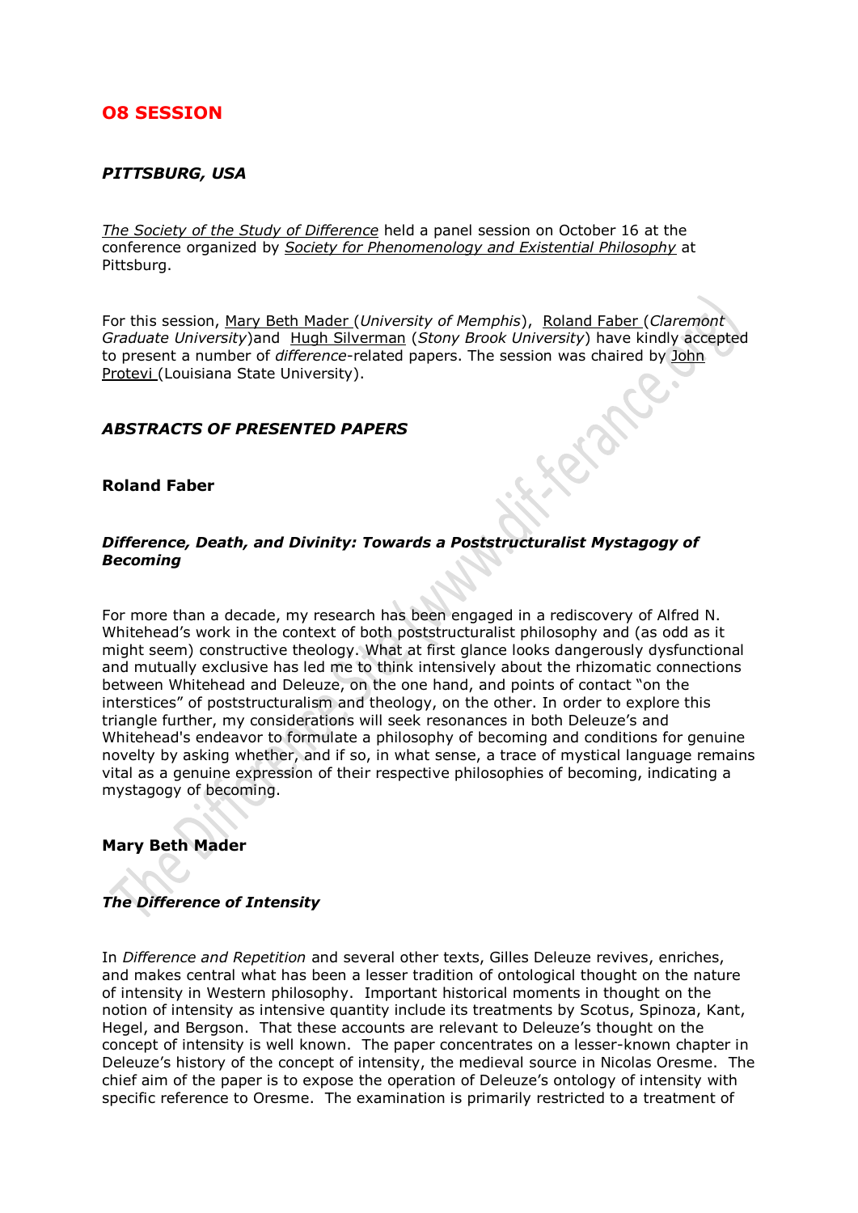## O8 SESSION

### *PITTSBURG, USA*

*The Society of the Study of Difference* held a panel session on October 16 at the conference organized by *Society for Phenomenology and Existential Philosophy* at Pittsburg.

For this session, Mary Beth Mader (*University of Memphis*), Roland Faber (*Claremont Graduate University*)and Hugh Silverman (*Stony Brook University*) have kindly accepted to present a number of *difference*-related papers. The session was chaired by John Protevi (Louisiana State University).

### *ABSTRACTS OF PRESENTED PAPERS*

**Roland Faber**

***Difference, Death, and Divinity: Towards a Poststructuralist Mystagogy of Becoming***

For more than a decade, my research has been engaged in a rediscovery of Alfred N. Whitehead's work in the context of both poststructuralist philosophy and (as odd as it might seem) constructive theology. What at first glance looks dangerously dysfunctional and mutually exclusive has led me to think intensively about the rhizomatic connections between Whitehead and Deleuze, on the one hand, and points of contact "on the interstices" of poststructuralism and theology, on the other. In order to explore this triangle further, my considerations will seek resonances in both Deleuze's and Whitehead's endeavor to formulate a philosophy of becoming and conditions for genuine novelty by asking whether, and if so, in what sense, a trace of mystical language remains vital as a genuine expression of their respective philosophies of becoming, indicating a mystagogy of becoming.

**Mary Beth Mader**

***The Difference of Intensity***

In *Difference and Repetition* and several other texts, Gilles Deleuze revives, enriches, and makes central what has been a lesser tradition of ontological thought on the nature of intensity in Western philosophy. Important historical moments in thought on the notion of intensity as intensive quantity include its treatments by Scotus, Spinoza, Kant, Hegel, and Bergson. That these accounts are relevant to Deleuze's thought on the concept of intensity is well known. The paper concentrates on a lesser-known chapter in Deleuze's history of the concept of intensity, the medieval source in Nicolas Oresme. The chief aim of the paper is to expose the operation of Deleuze's ontology of intensity with specific reference to Oresme. The examination is primarily restricted to a treatment of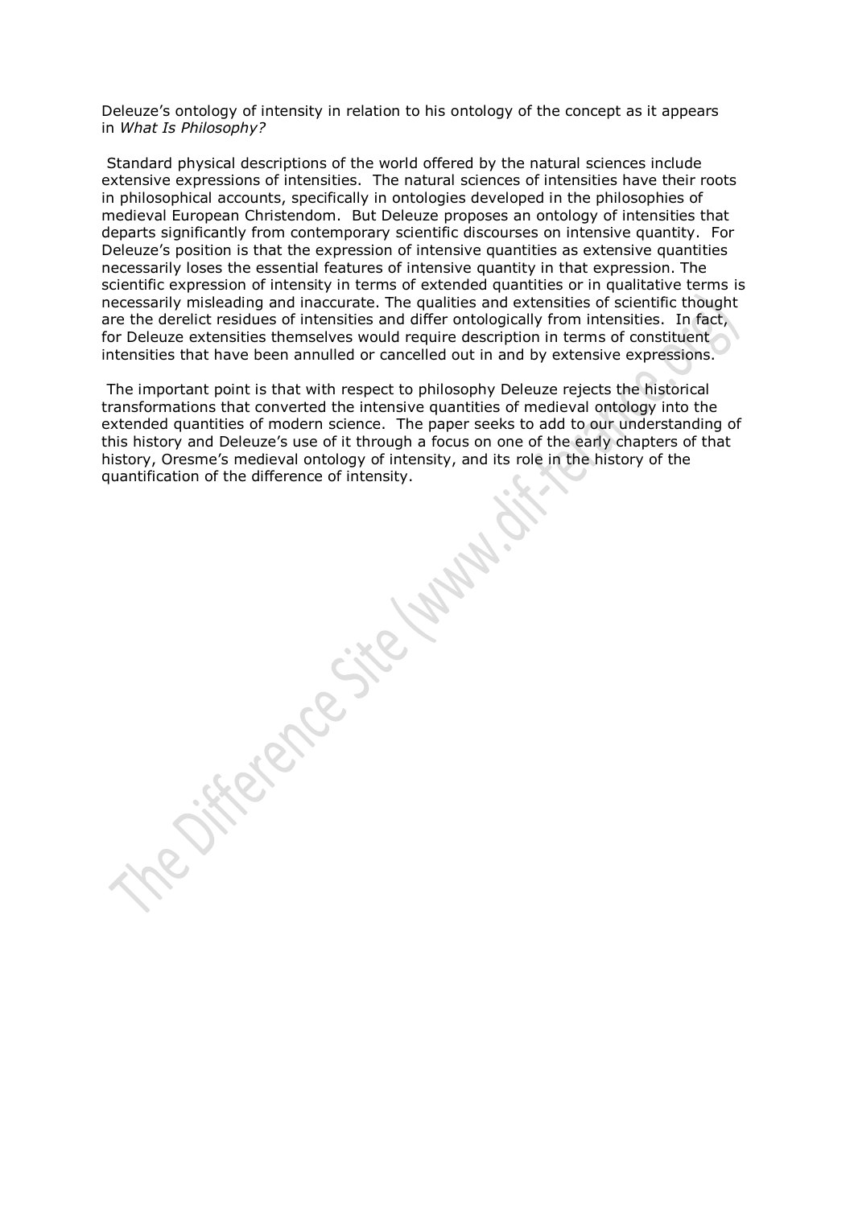Deleuze's ontology of intensity in relation to his ontology of the concept as it appears in *What Is Philosophy?*

Standard physical descriptions of the world offered by the natural sciences include extensive expressions of intensities. The natural sciences of intensities have their roots in philosophical accounts, specifically in ontologies developed in the philosophies of medieval European Christendom. But Deleuze proposes an ontology of intensities that departs significantly from contemporary scientific discourses on intensive quantity. For Deleuze's position is that the expression of intensive quantities as extensive quantities necessarily loses the essential features of intensive quantity in that expression. The scientific expression of intensity in terms of extended quantities or in qualitative terms is necessarily misleading and inaccurate. The qualities and extensities of scientific thought are the derelict residues of intensities and differ ontologically from intensities. In fact, for Deleuze extensities themselves would require description in terms of constituent intensities that have been annulled or cancelled out in and by extensive expressions.

The important point is that with respect to philosophy Deleuze rejects the historical transformations that converted the intensive quantities of medieval ontology into the extended quantities of modern science. The paper seeks to add to our understanding of this history and Deleuze's use of it through a focus on one of the early chapters of that history, Oresme's medieval ontology of intensity, and its role in the history of the quantification of the difference of intensity.